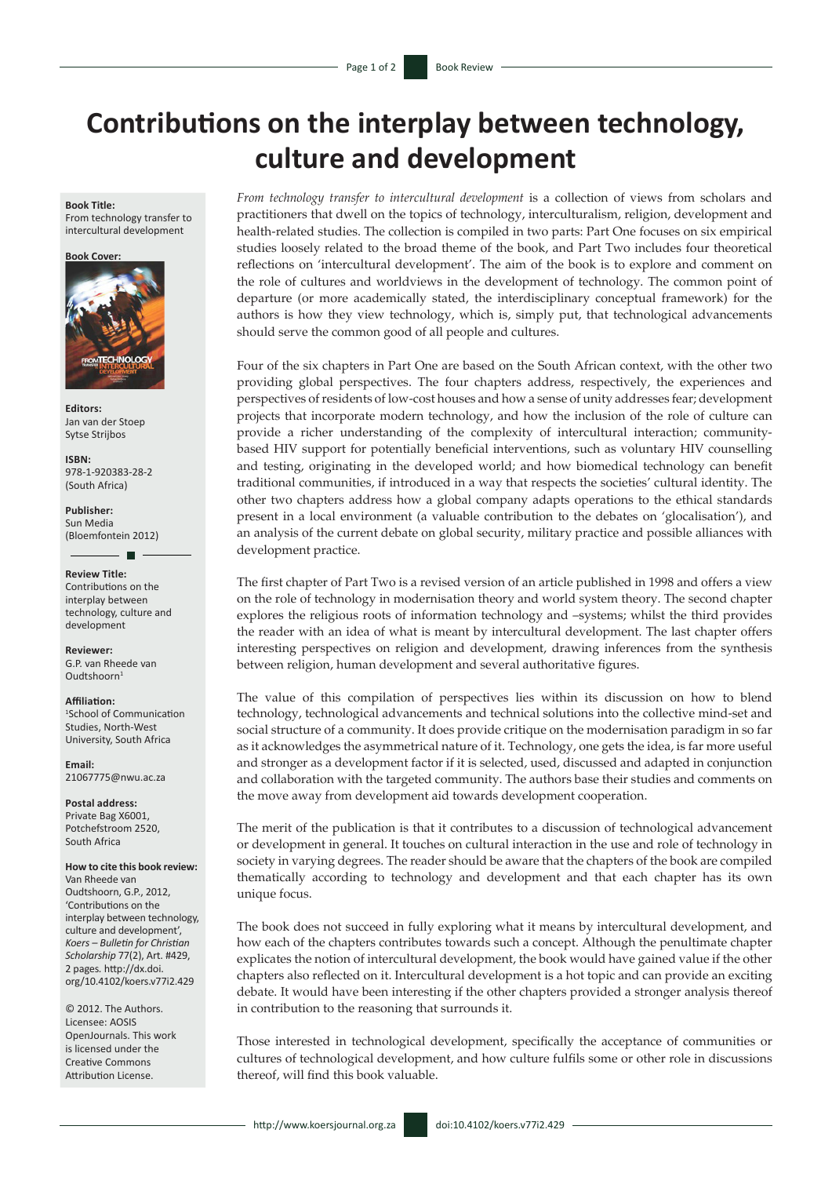# Contributions on the interplay between technology, culture and development

**Book Title:**
From technology transfer to intercultural development

**Book Cover:**

**Editors:**
Jan van der Stoep
Sytse Strijbos

**ISBN:**
978-1-920383-28-2
(South Africa)

**Publisher:**
Sun Media
(Bloemfontein 2012)

**Review Title:**
Contributions on the interplay between technology, culture and development

**Reviewer:**
G.P. van Rheede van Oudtshoorn[1]

**Affiliation:**
[1]School of Communication Studies, North-West University, South Africa

**Email:**
21067775@nwu.ac.za

**Postal address:**
Private Bag X6001, Potchefstroom 2520, South Africa

**How to cite this book review:**
Van Rheede van Oudtshoorn, G.P., 2012, 'Contributions on the interplay between technology, culture and development', *Koers – Bulletin for Christian Scholarship* 77(2), Art. #429, 2 pages. http://dx.doi.org/10.4102/koers.v77i2.429

© 2012. The Authors. Licensee: AOSIS OpenJournals. This work is licensed under the Creative Commons Attribution License.

*From technology transfer to intercultural development* is a collection of views from scholars and practitioners that dwell on the topics of technology, interculturalism, religion, development and health-related studies. The collection is compiled in two parts: Part One focuses on six empirical studies loosely related to the broad theme of the book, and Part Two includes four theoretical reflections on 'intercultural development'. The aim of the book is to explore and comment on the role of cultures and worldviews in the development of technology. The common point of departure (or more academically stated, the interdisciplinary conceptual framework) for the authors is how they view technology, which is, simply put, that technological advancements should serve the common good of all people and cultures.

Four of the six chapters in Part One are based on the South African context, with the other two providing global perspectives. The four chapters address, respectively, the experiences and perspectives of residents of low-cost houses and how a sense of unity addresses fear; development projects that incorporate modern technology, and how the inclusion of the role of culture can provide a richer understanding of the complexity of intercultural interaction; community-based HIV support for potentially beneficial interventions, such as voluntary HIV counselling and testing, originating in the developed world; and how biomedical technology can benefit traditional communities, if introduced in a way that respects the societies' cultural identity. The other two chapters address how a global company adapts operations to the ethical standards present in a local environment (a valuable contribution to the debates on 'glocalisation'), and an analysis of the current debate on global security, military practice and possible alliances with development practice.

The first chapter of Part Two is a revised version of an article published in 1998 and offers a view on the role of technology in modernisation theory and world system theory. The second chapter explores the religious roots of information technology and –systems; whilst the third provides the reader with an idea of what is meant by intercultural development. The last chapter offers interesting perspectives on religion and development, drawing inferences from the synthesis between religion, human development and several authoritative figures.

The value of this compilation of perspectives lies within its discussion on how to blend technology, technological advancements and technical solutions into the collective mind-set and social structure of a community. It does provide critique on the modernisation paradigm in so far as it acknowledges the asymmetrical nature of it. Technology, one gets the idea, is far more useful and stronger as a development factor if it is selected, used, discussed and adapted in conjunction and collaboration with the targeted community. The authors base their studies and comments on the move away from development aid towards development cooperation.

The merit of the publication is that it contributes to a discussion of technological advancement or development in general. It touches on cultural interaction in the use and role of technology in society in varying degrees. The reader should be aware that the chapters of the book are compiled thematically according to technology and development and that each chapter has its own unique focus.

The book does not succeed in fully exploring what it means by intercultural development, and how each of the chapters contributes towards such a concept. Although the penultimate chapter explicates the notion of intercultural development, the book would have gained value if the other chapters also reflected on it. Intercultural development is a hot topic and can provide an exciting debate. It would have been interesting if the other chapters provided a stronger analysis thereof in contribution to the reasoning that surrounds it.

Those interested in technological development, specifically the acceptance of communities or cultures of technological development, and how culture fulfils some or other role in discussions thereof, will find this book valuable.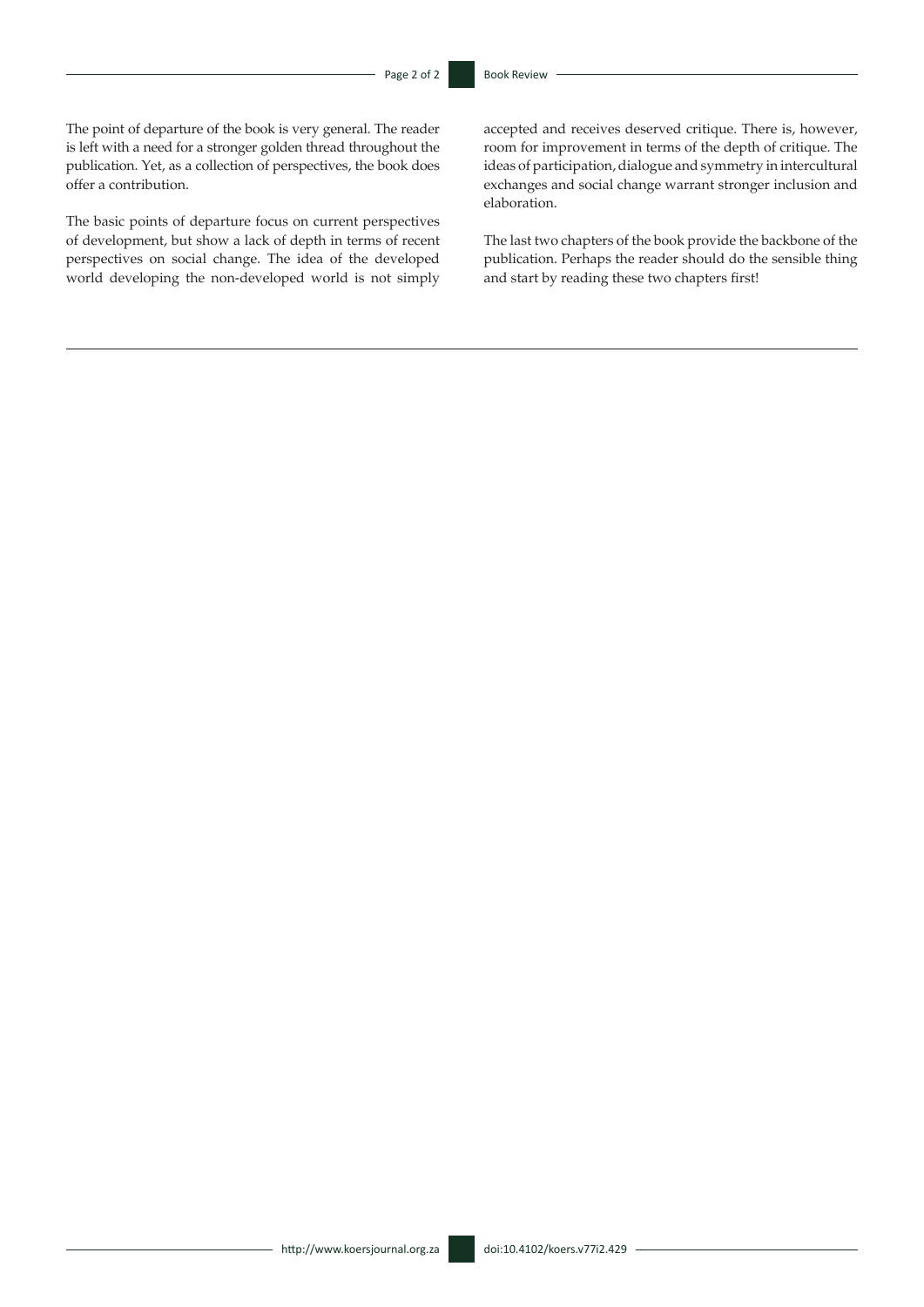The point of departure of the book is very general. The reader is left with a need for a stronger golden thread throughout the publication. Yet, as a collection of perspectives, the book does offer a contribution.

The basic points of departure focus on current perspectives of development, but show a lack of depth in terms of recent perspectives on social change. The idea of the developed world developing the non-developed world is not simply accepted and receives deserved critique. There is, however, room for improvement in terms of the depth of critique. The ideas of participation, dialogue and symmetry in intercultural exchanges and social change warrant stronger inclusion and elaboration.

The last two chapters of the book provide the backbone of the publication. Perhaps the reader should do the sensible thing and start by reading these two chapters first!